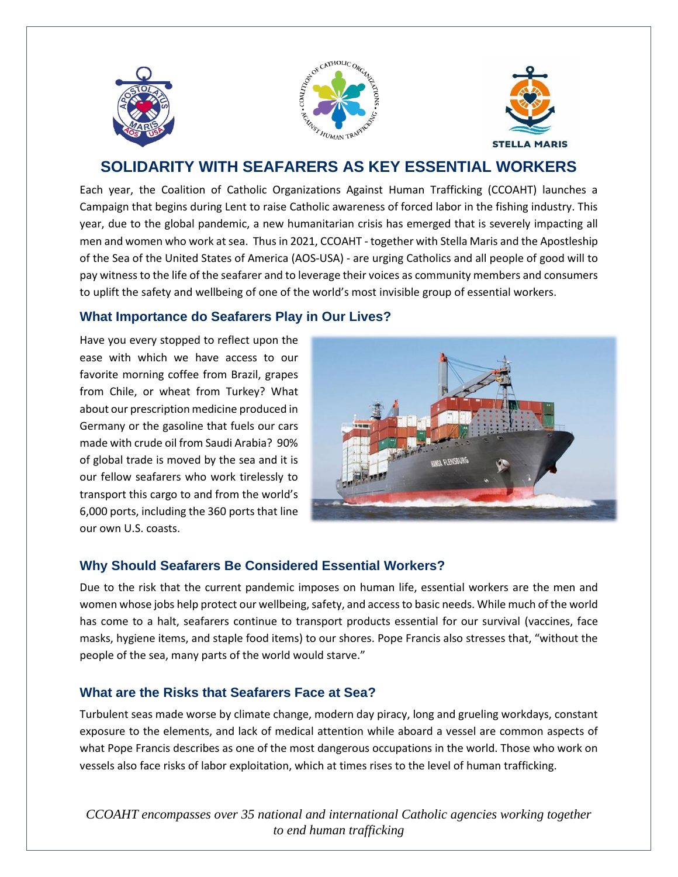# SOLIDARITY WITH SEAFARERS AS KEY ESSENTIAL WORKERS

Each year, the Coalition of Catholic Organizations Against Human Trafficking (CCOAHT) launches a Campaign that begins during Lent to raise Catholic awareness of forced labor in the fishing industry. This year, due to the global pandemic, a new humanitarian crisis has emerged that is severely impacting all men and women who work at sea. Thus in 2021, CCOAHT - together with Stella Maris and the Apostleship of the Sea of the United States of America (AOS-USA) - are urging Catholics and all people of good will to pay witness to the life of the seafarer and to leverage their voices as community members and consumers to uplift the safety and wellbeing of one of the world's most invisible group of essential workers.

## What Importance do Seafarers Play in Our Lives?

Have you every stopped to reflect upon the ease with which we have access to our favorite morning coffee from Brazil, grapes from Chile, or wheat from Turkey? What about our prescription medicine produced in Germany or the gasoline that fuels our cars made with crude oil from Saudi Arabia? 90% of global trade is moved by the sea and it is our fellow seafarers who work tirelessly to transport this cargo to and from the world's 6,000 ports, including the 360 ports that line our own U.S. coasts.

## Why Should Seafarers Be Considered Essential Workers?

Due to the risk that the current pandemic imposes on human life, essential workers are the men and women whose jobs help protect our wellbeing, safety, and access to basic needs. While much of the world has come to a halt, seafarers continue to transport products essential for our survival (vaccines, face masks, hygiene items, and staple food items) to our shores. Pope Francis also stresses that, "without the people of the sea, many parts of the world would starve."

## What are the Risks that Seafarers Face at Sea?

Turbulent seas made worse by climate change, modern day piracy, long and grueling workdays, constant exposure to the elements, and lack of medical attention while aboard a vessel are common aspects of what Pope Francis describes as one of the most dangerous occupations in the world. Those who work on vessels also face risks of labor exploitation, which at times rises to the level of human trafficking.

*CCOAHT encompasses over 35 national and international Catholic agencies working together to end human trafficking*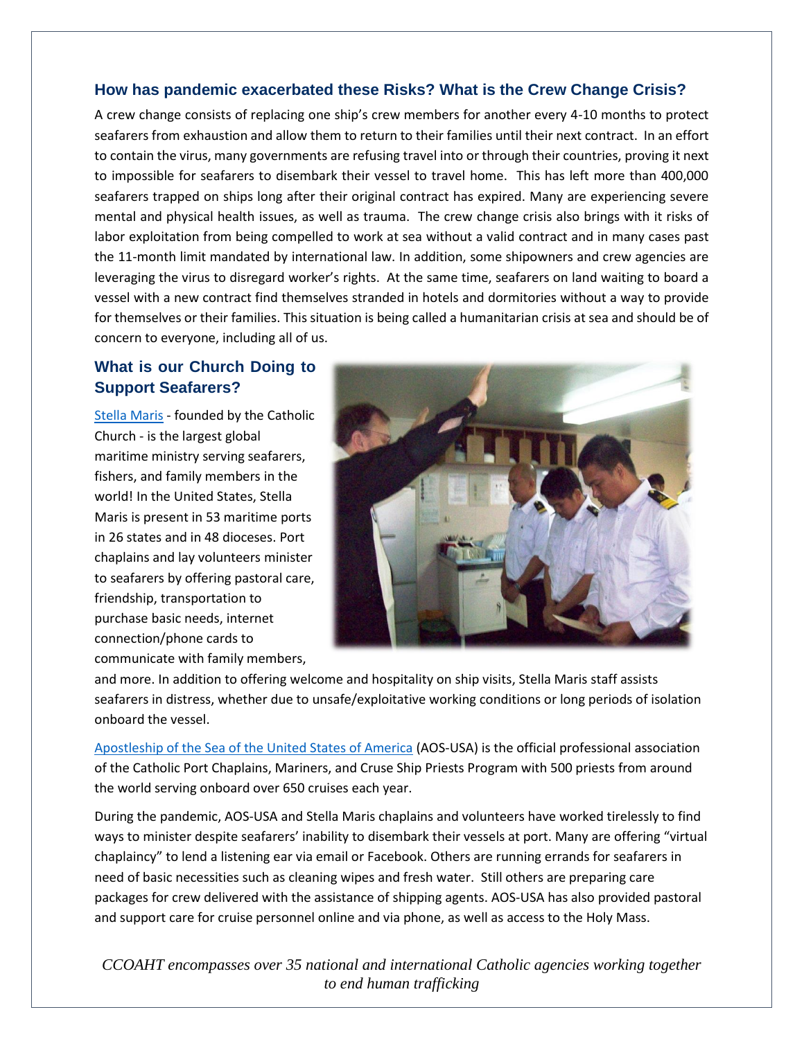## How has pandemic exacerbated these Risks? What is the Crew Change Crisis?

A crew change consists of replacing one ship's crew members for another every 4-10 months to protect seafarers from exhaustion and allow them to return to their families until their next contract. In an effort to contain the virus, many governments are refusing travel into or through their countries, proving it next to impossible for seafarers to disembark their vessel to travel home. This has left more than 400,000 seafarers trapped on ships long after their original contract has expired. Many are experiencing severe mental and physical health issues, as well as trauma. The crew change crisis also brings with it risks of labor exploitation from being compelled to work at sea without a valid contract and in many cases past the 11-month limit mandated by international law. In addition, some shipowners and crew agencies are leveraging the virus to disregard worker's rights. At the same time, seafarers on land waiting to board a vessel with a new contract find themselves stranded in hotels and dormitories without a way to provide for themselves or their families. This situation is being called a humanitarian crisis at sea and should be of concern to everyone, including all of us.

## What is our Church Doing to Support Seafarers?

Stella Maris - founded by the Catholic Church - is the largest global maritime ministry serving seafarers, fishers, and family members in the world! In the United States, Stella Maris is present in 53 maritime ports in 26 states and in 48 dioceses. Port chaplains and lay volunteers minister to seafarers by offering pastoral care, friendship, transportation to purchase basic needs, internet connection/phone cards to communicate with family members, and more. In addition to offering welcome and hospitality on ship visits, Stella Maris staff assists seafarers in distress, whether due to unsafe/exploitative working conditions or long periods of isolation onboard the vessel.

Apostleship of the Sea of the United States of America (AOS-USA) is the official professional association of the Catholic Port Chaplains, Mariners, and Cruse Ship Priests Program with 500 priests from around the world serving onboard over 650 cruises each year.

During the pandemic, AOS-USA and Stella Maris chaplains and volunteers have worked tirelessly to find ways to minister despite seafarers' inability to disembark their vessels at port. Many are offering "virtual chaplaincy" to lend a listening ear via email or Facebook. Others are running errands for seafarers in need of basic necessities such as cleaning wipes and fresh water. Still others are preparing care packages for crew delivered with the assistance of shipping agents. AOS-USA has also provided pastoral and support care for cruise personnel online and via phone, as well as access to the Holy Mass.

*CCOAHT encompasses over 35 national and international Catholic agencies working together to end human trafficking*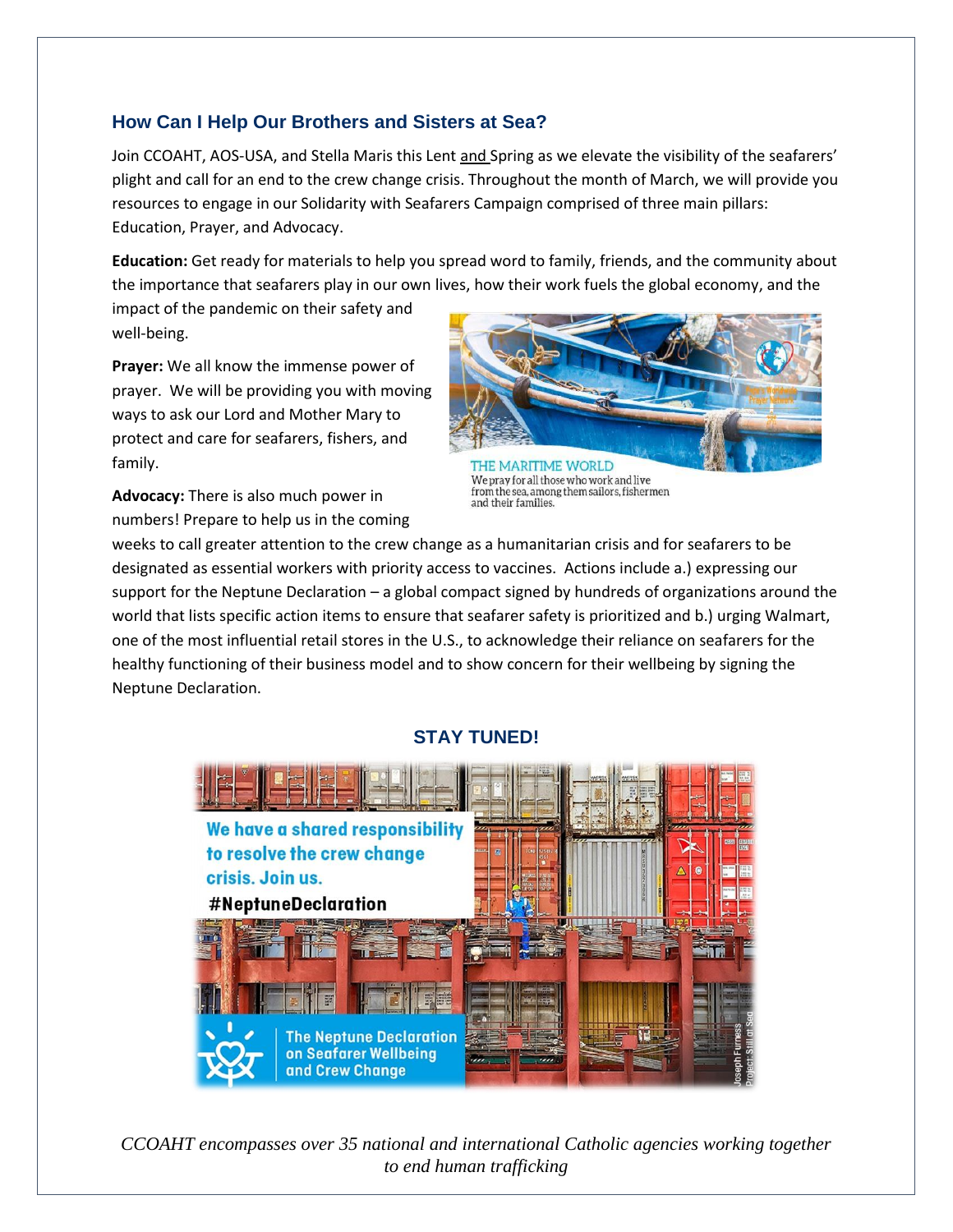## How Can I Help Our Brothers and Sisters at Sea?

Join CCOAHT, AOS-USA, and Stella Maris this Lent and Spring as we elevate the visibility of the seafarers' plight and call for an end to the crew change crisis. Throughout the month of March, we will provide you resources to engage in our Solidarity with Seafarers Campaign comprised of three main pillars: Education, Prayer, and Advocacy.

**Education:** Get ready for materials to help you spread word to family, friends, and the community about the importance that seafarers play in our own lives, how their work fuels the global economy, and the impact of the pandemic on their safety and well-being.

**Prayer:** We all know the immense power of prayer. We will be providing you with moving ways to ask our Lord and Mother Mary to protect and care for seafarers, fishers, and family.

**Advocacy:** There is also much power in numbers! Prepare to help us in the coming weeks to call greater attention to the crew change as a humanitarian crisis and for seafarers to be designated as essential workers with priority access to vaccines. Actions include a.) expressing our support for the Neptune Declaration – a global compact signed by hundreds of organizations around the world that lists specific action items to ensure that seafarer safety is prioritized and b.) urging Walmart, one of the most influential retail stores in the U.S., to acknowledge their reliance on seafarers for the healthy functioning of their business model and to show concern for their wellbeing by signing the Neptune Declaration.

THE MARITIME WORLD

We pray for all those who work and live from the sea, among them sailors, fishermen and their families.

### STAY TUNED!

We have a shared responsibility to resolve the crew change crisis. Join us.

#NeptuneDeclaration

The Neptune Declaration on Seafarer Wellbeing and Crew Change

*CCOAHT encompasses over 35 national and international Catholic agencies working together to end human trafficking*